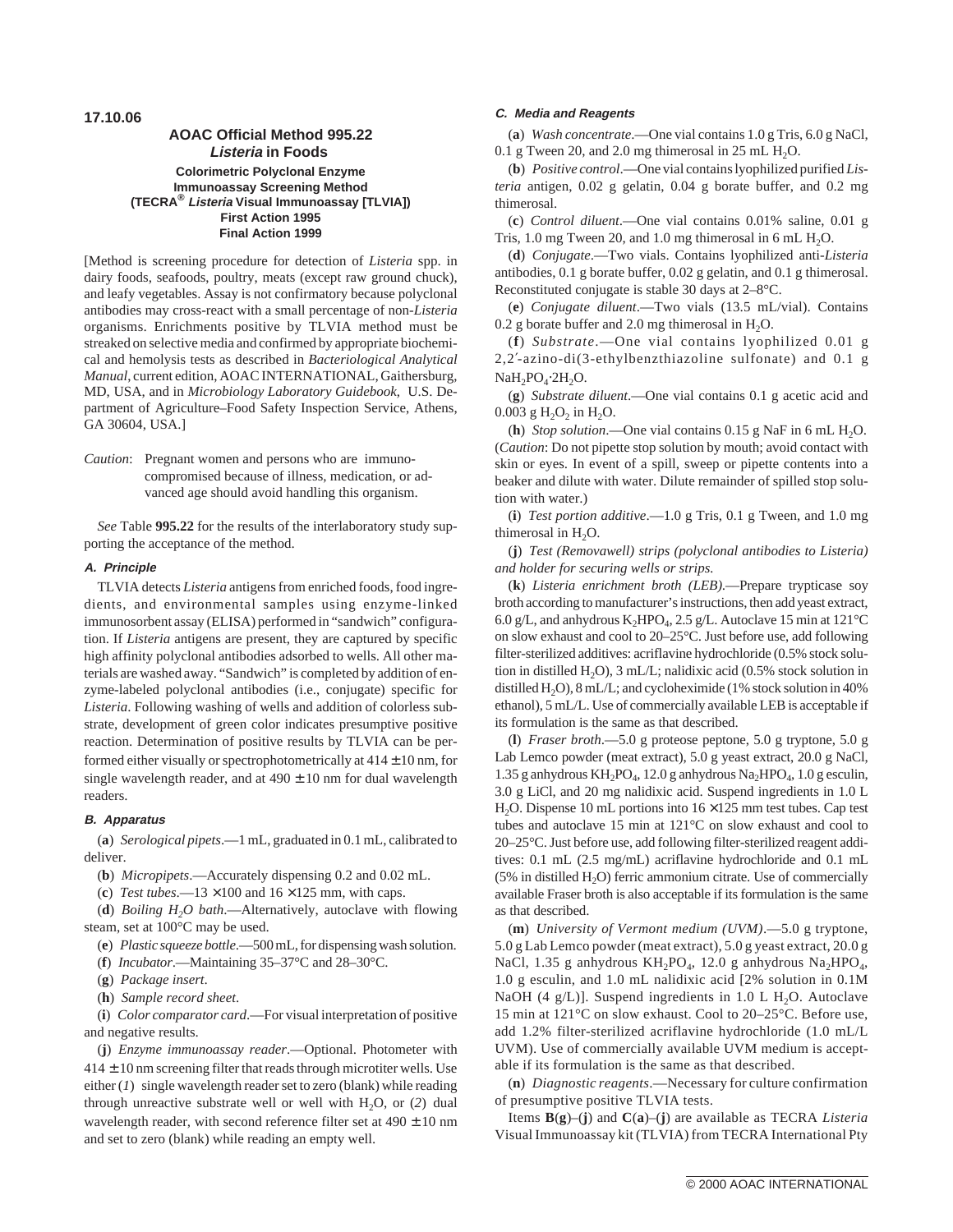**17.10.06**

## AOAC Official Method 995.22
## *Listeria* in Foods

**Colorimetric Polyclonal Enzyme Immunoassay Screening Method (TECRA® *Listeria* Visual Immunoassay [TLVIA])**
**First Action 1995**
**Final Action 1999**

[Method is screening procedure for detection of *Listeria* spp. in dairy foods, seafoods, poultry, meats (except raw ground chuck), and leafy vegetables. Assay is not confirmatory because polyclonal antibodies may cross-react with a small percentage of non-*Listeria* organisms. Enrichments positive by TLVIA method must be streaked on selective media and confirmed by appropriate biochemical and hemolysis tests as described in *Bacteriological Analytical Manual*, current edition, AOAC INTERNATIONAL, Gaithersburg, MD, USA, and in *Microbiology Laboratory Guidebook*, U.S. Department of Agriculture–Food Safety Inspection Service, Athens, GA 30604, USA.]

*Caution*: Pregnant women and persons who are immunocompromised because of illness, medication, or advanced age should avoid handling this organism.

*See* Table **995.22** for the results of the interlaboratory study supporting the acceptance of the method.

### A. Principle

TLVIA detects *Listeria* antigens from enriched foods, food ingredients, and environmental samples using enzyme-linked immunosorbent assay (ELISA) performed in "sandwich" configuration. If *Listeria* antigens are present, they are captured by specific high affinity polyclonal antibodies adsorbed to wells. All other materials are washed away. "Sandwich" is completed by addition of enzyme-labeled polyclonal antibodies (i.e., conjugate) specific for *Listeria*. Following washing of wells and addition of colorless substrate, development of green color indicates presumptive positive reaction. Determination of positive results by TLVIA can be performed either visually or spectrophotometrically at 414 ± 10 nm, for single wavelength reader, and at 490 ± 10 nm for dual wavelength readers.

### B. Apparatus

(**a**) *Serological pipets*.—1 mL, graduated in 0.1 mL, calibrated to deliver.

(**b**) *Micropipets*.—Accurately dispensing 0.2 and 0.02 mL.

(**c**) *Test tubes*.—13 × 100 and 16 × 125 mm, with caps.

(**d**) *Boiling $H_2O$ bath*.—Alternatively, autoclave with flowing steam, set at 100°C may be used.

(**e**) *Plastic squeeze bottle*.—500 mL, for dispensing wash solution.

(**f**) *Incubator*.—Maintaining 35–37°C and 28–30°C.

(**g**) *Package insert*.

(**h**) *Sample record sheet*.

(**i**) *Color comparator card*.—For visual interpretation of positive and negative results.

(**j**) *Enzyme immunoassay reader*.—Optional. Photometer with 414 ± 10 nm screening filter that reads through microtiter wells. Use either (*1*) single wavelength reader set to zero (blank) while reading through unreactive substrate well or well with $H_2O$, or (*2*) dual wavelength reader, with second reference filter set at 490 ± 10 nm and set to zero (blank) while reading an empty well.

### C. Media and Reagents

(**a**) *Wash concentrate*.—One vial contains 1.0 g Tris, 6.0 g NaCl, 0.1 g Tween 20, and 2.0 mg thimerosal in 25 mL $H_2O$.

(**b**) *Positive control*.—One vial contains lyophilized purified *Listeria* antigen, 0.02 g gelatin, 0.04 g borate buffer, and 0.2 mg thimerosal.

(**c**) *Control diluent*.—One vial contains 0.01% saline, 0.01 g Tris, 1.0 mg Tween 20, and 1.0 mg thimerosal in 6 mL $H_2O$.

(**d**) *Conjugate*.—Two vials. Contains lyophilized anti-*Listeria* antibodies, 0.1 g borate buffer, 0.02 g gelatin, and 0.1 g thimerosal. Reconstituted conjugate is stable 30 days at 2–8°C.

(**e**) *Conjugate diluent*.—Two vials (13.5 mL/vial). Contains 0.2 g borate buffer and 2.0 mg thimerosal in $H_2O$.

(**f**) *Substrate*.—One vial contains lyophilized 0.01 g 2,2′-azino-di(3-ethylbenzthiazoline sulfonate) and 0.1 g $NaH_2PO_4{\cdot}2H_2O$.

(**g**) *Substrate diluent*.—One vial contains 0.1 g acetic acid and 0.003 g $H_2O_2$ in $H_2O$.

(**h**) *Stop solution*.—One vial contains 0.15 g NaF in 6 mL $H_2O$. (*Caution*: Do not pipette stop solution by mouth; avoid contact with skin or eyes. In event of a spill, sweep or pipette contents into a beaker and dilute with water. Dilute remainder of spilled stop solution with water.)

(**i**) *Test portion additive*.—1.0 g Tris, 0.1 g Tween, and 1.0 mg thimerosal in $H_2O$.

(**j**) *Test (Removawell) strips (polyclonal antibodies to Listeria) and holder for securing wells or strips.*

(**k**) *Listeria enrichment broth (LEB)*.—Prepare trypticase soy broth according to manufacturer's instructions, then add yeast extract, 6.0 g/L, and anhydrous $K_2HPO_4$, 2.5 g/L. Autoclave 15 min at 121°C on slow exhaust and cool to 20–25°C. Just before use, add following filter-sterilized additives: acriflavine hydrochloride (0.5% stock solution in distilled $H_2O$), 3 mL/L; nalidixic acid (0.5% stock solution in distilled $H_2O$), 8 mL/L; and cycloheximide (1% stock solution in 40% ethanol), 5 mL/L. Use of commercially available LEB is acceptable if its formulation is the same as that described.

(**l**) *Fraser broth*.—5.0 g proteose peptone, 5.0 g tryptone, 5.0 g Lab Lemco powder (meat extract), 5.0 g yeast extract, 20.0 g NaCl, 1.35 g anhydrous $KH_2PO_4$, 12.0 g anhydrous $Na_2HPO_4$, 1.0 g esculin, 3.0 g LiCl, and 20 mg nalidixic acid. Suspend ingredients in 1.0 L $H_2O$. Dispense 10 mL portions into 16 × 125 mm test tubes. Cap test tubes and autoclave 15 min at 121°C on slow exhaust and cool to 20–25°C. Just before use, add following filter-sterilized reagent additives: 0.1 mL (2.5 mg/mL) acriflavine hydrochloride and 0.1 mL (5% in distilled $H_2O$) ferric ammonium citrate. Use of commercially available Fraser broth is also acceptable if its formulation is the same as that described.

(**m**) *University of Vermont medium (UVM)*.—5.0 g tryptone, 5.0 g Lab Lemco powder (meat extract), 5.0 g yeast extract, 20.0 g NaCl, 1.35 g anhydrous $KH_2PO_4$, 12.0 g anhydrous $Na_2HPO_4$, 1.0 g esculin, and 1.0 mL nalidixic acid [2% solution in 0.1M NaOH (4 g/L)]. Suspend ingredients in 1.0 L $H_2O$. Autoclave 15 min at 121°C on slow exhaust. Cool to 20–25°C. Before use, add 1.2% filter-sterilized acriflavine hydrochloride (1.0 mL/L UVM). Use of commercially available UVM medium is acceptable if its formulation is the same as that described.

(**n**) *Diagnostic reagents*.—Necessary for culture confirmation of presumptive positive TLVIA tests.

Items **B**(**g**)–(**j**) and **C**(**a**)–(**j**) are available as TECRA *Listeria* Visual Immunoassay kit (TLVIA) from TECRA International Pty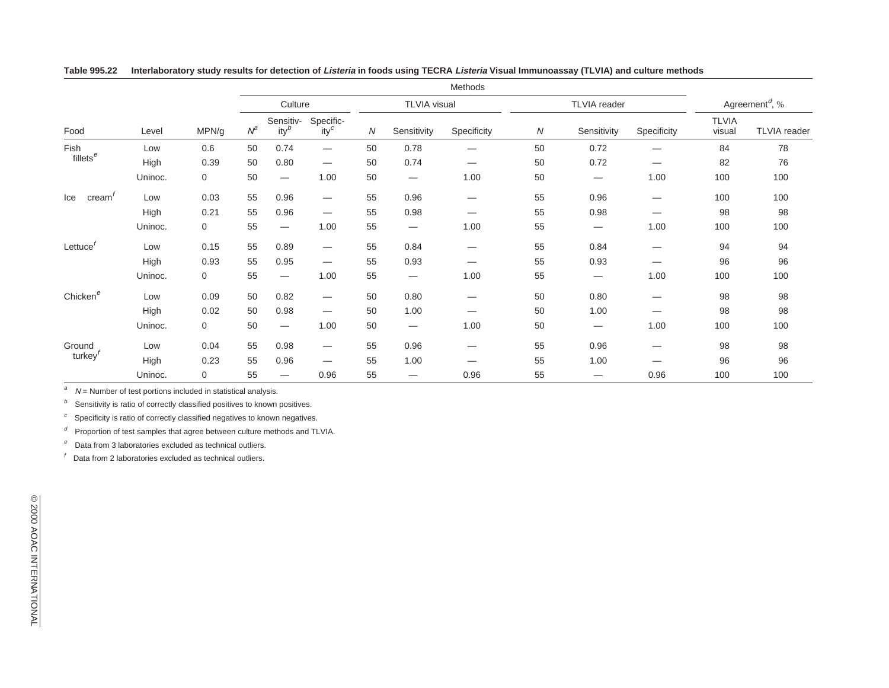**Table 995.22 Interlaboratory study results for detection of *Listeria* in foods using TECRA *Listeria* Visual Immunoassay (TLVIA) and culture methods**

| | | | Methods | | | | | | | | | | |
|---|---|---|---|---|---|---|---|---|---|---|---|---|---|
| | | | Culture | | | TLVIA visual | | | TLVIA reader | | | Agreement[d], % | |
| Food | Level | MPN/g | N[a] | Sensitivity[b] | Specificity[c] | N | Sensitivity | Specificity | N | Sensitivity | Specificity | TLVIA visual | TLVIA reader |
| Fish fillets[e] | Low | 0.6 | 50 | 0.74 | — | 50 | 0.78 | — | 50 | 0.72 | — | 84 | 78 |
| | High | 0.39 | 50 | 0.80 | — | 50 | 0.74 | — | 50 | 0.72 | — | 82 | 76 |
| | Uninoc. | 0 | 50 | — | 1.00 | 50 | — | 1.00 | 50 | — | 1.00 | 100 | 100 |
| Ice cream[f] | Low | 0.03 | 55 | 0.96 | — | 55 | 0.96 | — | 55 | 0.96 | — | 100 | 100 |
| | High | 0.21 | 55 | 0.96 | — | 55 | 0.98 | — | 55 | 0.98 | — | 98 | 98 |
| | Uninoc. | 0 | 55 | — | 1.00 | 55 | — | 1.00 | 55 | — | 1.00 | 100 | 100 |
| Lettuce[f] | Low | 0.15 | 55 | 0.89 | — | 55 | 0.84 | — | 55 | 0.84 | — | 94 | 94 |
| | High | 0.93 | 55 | 0.95 | — | 55 | 0.93 | — | 55 | 0.93 | — | 96 | 96 |
| | Uninoc. | 0 | 55 | — | 1.00 | 55 | — | 1.00 | 55 | — | 1.00 | 100 | 100 |
| Chicken[e] | Low | 0.09 | 50 | 0.82 | — | 50 | 0.80 | — | 50 | 0.80 | — | 98 | 98 |
| | High | 0.02 | 50 | 0.98 | — | 50 | 1.00 | — | 50 | 1.00 | — | 98 | 98 |
| | Uninoc. | 0 | 50 | — | 1.00 | 50 | — | 1.00 | 50 | — | 1.00 | 100 | 100 |
| Ground turkey[f] | Low | 0.04 | 55 | 0.98 | — | 55 | 0.96 | — | 55 | 0.96 | — | 98 | 98 |
| | High | 0.23 | 55 | 0.96 | — | 55 | 1.00 | — | 55 | 1.00 | — | 96 | 96 |
| | Uninoc. | 0 | 55 | — | 0.96 | 55 | — | 0.96 | 55 | — | 0.96 | 100 | 100 |

[a] *N* = Number of test portions included in statistical analysis.

[b] Sensitivity is ratio of correctly classified positives to known positives.

[c] Specificity is ratio of correctly classified negatives to known negatives.

[d] Proportion of test samples that agree between culture methods and TLVIA.

[e] Data from 3 laboratories excluded as technical outliers.

[f] Data from 2 laboratories excluded as technical outliers.

© 2000 AOAC INTERNATIONAL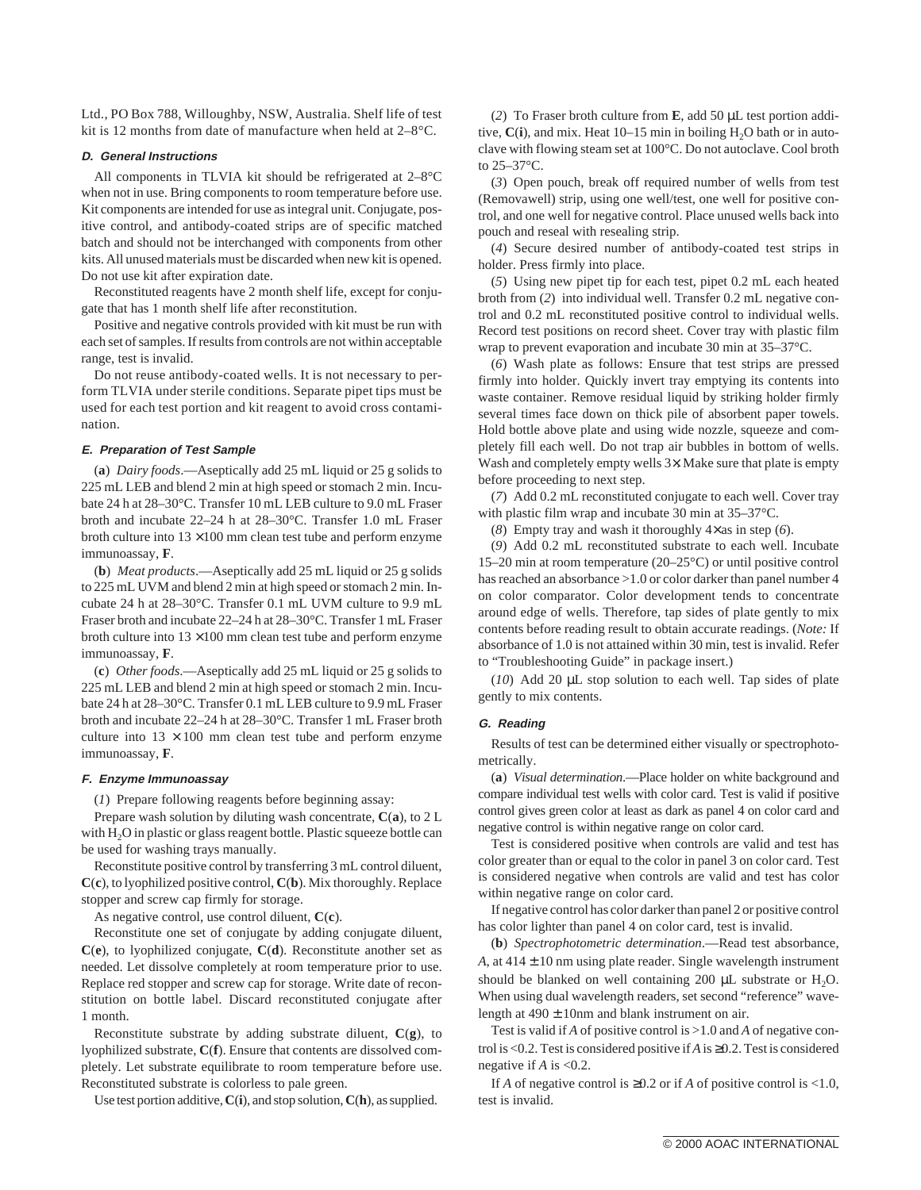Ltd., PO Box 788, Willoughby, NSW, Australia. Shelf life of test kit is 12 months from date of manufacture when held at 2–8°C.

### D. General Instructions

All components in TLVIA kit should be refrigerated at 2–8°C when not in use. Bring components to room temperature before use. Kit components are intended for use as integral unit. Conjugate, positive control, and antibody-coated strips are of specific matched batch and should not be interchanged with components from other kits. All unused materials must be discarded when new kit is opened. Do not use kit after expiration date.

Reconstituted reagents have 2 month shelf life, except for conjugate that has 1 month shelf life after reconstitution.

Positive and negative controls provided with kit must be run with each set of samples. If results from controls are not within acceptable range, test is invalid.

Do not reuse antibody-coated wells. It is not necessary to perform TLVIA under sterile conditions. Separate pipet tips must be used for each test portion and kit reagent to avoid cross contamination.

### E. Preparation of Test Sample

(**a**) *Dairy foods*.—Aseptically add 25 mL liquid or 25 g solids to 225 mL LEB and blend 2 min at high speed or stomach 2 min. Incubate 24 h at 28–30°C. Transfer 10 mL LEB culture to 9.0 mL Fraser broth and incubate 22–24 h at 28–30°C. Transfer 1.0 mL Fraser broth culture into 13 × 100 mm clean test tube and perform enzyme immunoassay, **F**.

(**b**) *Meat products*.—Aseptically add 25 mL liquid or 25 g solids to 225 mL UVM and blend 2 min at high speed or stomach 2 min. Incubate 24 h at 28–30°C. Transfer 0.1 mL UVM culture to 9.9 mL Fraser broth and incubate 22–24 h at 28–30°C. Transfer 1 mL Fraser broth culture into 13 × 100 mm clean test tube and perform enzyme immunoassay, **F**.

(**c**) *Other foods*.—Aseptically add 25 mL liquid or 25 g solids to 225 mL LEB and blend 2 min at high speed or stomach 2 min. Incubate 24 h at 28–30°C. Transfer 0.1 mL LEB culture to 9.9 mL Fraser broth and incubate 22–24 h at 28–30°C. Transfer 1 mL Fraser broth culture into 13 × 100 mm clean test tube and perform enzyme immunoassay, **F**.

### F. Enzyme Immunoassay

(*1*) Prepare following reagents before beginning assay:

Prepare wash solution by diluting wash concentrate, **C**(**a**), to 2 L with $H_2O$ in plastic or glass reagent bottle. Plastic squeeze bottle can be used for washing trays manually.

Reconstitute positive control by transferring 3 mL control diluent, **C**(**c**), to lyophilized positive control, **C**(**b**). Mix thoroughly. Replace stopper and screw cap firmly for storage.

As negative control, use control diluent, **C**(**c**).

Reconstitute one set of conjugate by adding conjugate diluent, **C**(**e**), to lyophilized conjugate, **C**(**d**). Reconstitute another set as needed. Let dissolve completely at room temperature prior to use. Replace red stopper and screw cap for storage. Write date of reconstitution on bottle label. Discard reconstituted conjugate after 1 month.

Reconstitute substrate by adding substrate diluent, **C**(**g**), to lyophilized substrate, **C**(**f**). Ensure that contents are dissolved completely. Let substrate equilibrate to room temperature before use. Reconstituted substrate is colorless to pale green.

Use test portion additive, **C**(**i**), and stop solution, **C**(**h**), as supplied.

(*2*) To Fraser broth culture from **E**, add 50 μL test portion additive, **C**(**i**), and mix. Heat 10–15 min in boiling $H_2O$ bath or in autoclave with flowing steam set at 100°C. Do not autoclave. Cool broth to 25–37°C.

(*3*) Open pouch, break off required number of wells from test (Removawell) strip, using one well/test, one well for positive control, and one well for negative control. Place unused wells back into pouch and reseal with resealing strip.

(*4*) Secure desired number of antibody-coated test strips in holder. Press firmly into place.

(*5*) Using new pipet tip for each test, pipet 0.2 mL each heated broth from (*2*) into individual well. Transfer 0.2 mL negative control and 0.2 mL reconstituted positive control to individual wells. Record test positions on record sheet. Cover tray with plastic film wrap to prevent evaporation and incubate 30 min at 35–37°C.

(*6*) Wash plate as follows: Ensure that test strips are pressed firmly into holder. Quickly invert tray emptying its contents into waste container. Remove residual liquid by striking holder firmly several times face down on thick pile of absorbent paper towels. Hold bottle above plate and using wide nozzle, squeeze and completely fill each well. Do not trap air bubbles in bottom of wells. Wash and completely empty wells 3×. Make sure that plate is empty before proceeding to next step.

(*7*) Add 0.2 mL reconstituted conjugate to each well. Cover tray with plastic film wrap and incubate 30 min at 35–37°C.

(*8*) Empty tray and wash it thoroughly 4× as in step (*6*).

(*9*) Add 0.2 mL reconstituted substrate to each well. Incubate 15–20 min at room temperature (20–25°C) or until positive control has reached an absorbance >1.0 or color darker than panel number 4 on color comparator. Color development tends to concentrate around edge of wells. Therefore, tap sides of plate gently to mix contents before reading result to obtain accurate readings. (*Note:* If absorbance of 1.0 is not attained within 30 min, test is invalid. Refer to "Troubleshooting Guide" in package insert.)

(*10*) Add 20 μL stop solution to each well. Tap sides of plate gently to mix contents.

### G. Reading

Results of test can be determined either visually or spectrophotometrically.

(**a**) *Visual determination*.—Place holder on white background and compare individual test wells with color card. Test is valid if positive control gives green color at least as dark as panel 4 on color card and negative control is within negative range on color card.

Test is considered positive when controls are valid and test has color greater than or equal to the color in panel 3 on color card. Test is considered negative when controls are valid and test has color within negative range on color card.

If negative control has color darker than panel 2 or positive control has color lighter than panel 4 on color card, test is invalid.

(**b**) *Spectrophotometric determination*.—Read test absorbance, $A$, at 414 ± 10 nm using plate reader. Single wavelength instrument should be blanked on well containing 200 μL substrate or $H_2O$. When using dual wavelength readers, set second "reference" wavelength at 490 ± 10nm and blank instrument on air.

Test is valid if $A$ of positive control is >1.0 and $A$ of negative control is <0.2. Test is considered positive if $A$ is ≥0.2. Test is considered negative if $A$ is <0.2.

If $A$ of negative control is ≥0.2 or if $A$ of positive control is <1.0, test is invalid.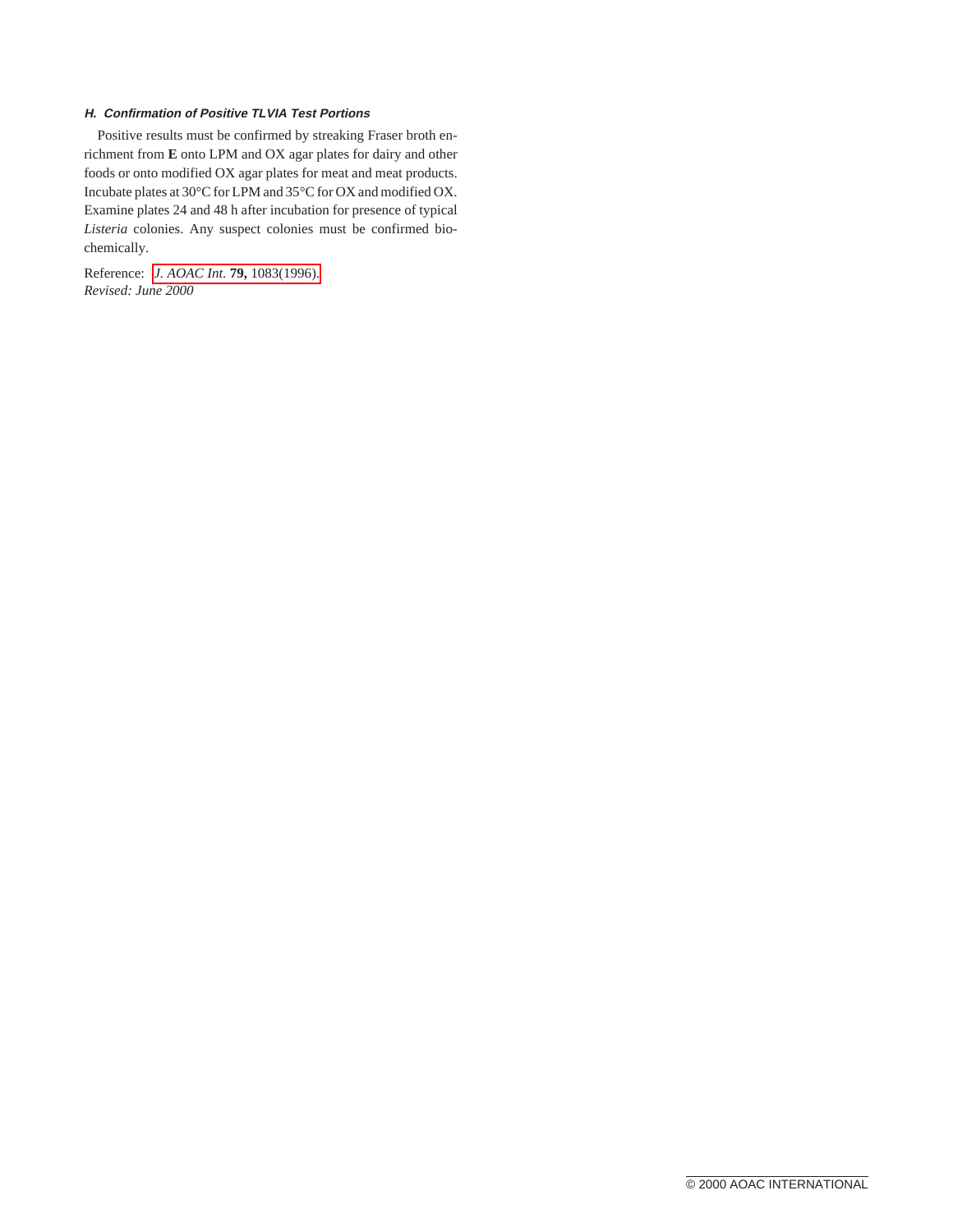### *H. Confirmation of Positive TLVIA Test Portions*

Positive results must be confirmed by streaking Fraser broth enrichment from **E** onto LPM and OX agar plates for dairy and other foods or onto modified OX agar plates for meat and meat products. Incubate plates at 30°C for LPM and 35°C for OX and modified OX. Examine plates 24 and 48 h after incubation for presence of typical *Listeria* colonies. Any suspect colonies must be confirmed biochemically.

Reference: *J. AOAC Int.* **79,** 1083(1996).

*Revised: June 2000*

© 2000 AOAC INTERNATIONAL